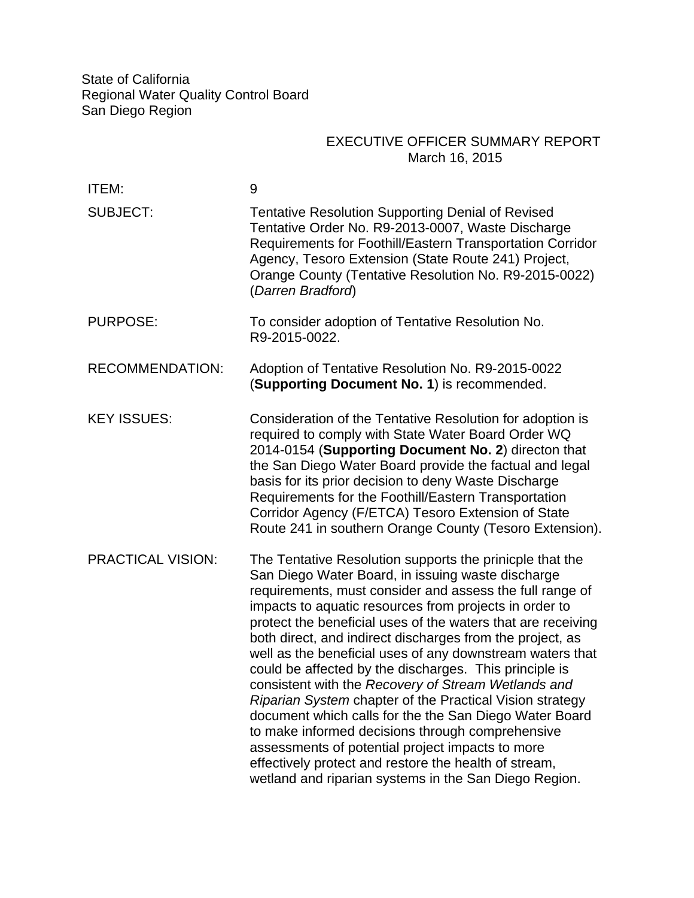State of California
Regional Water Quality Control Board
San Diego Region

EXECUTIVE OFFICER SUMMARY REPORT
March 16, 2015

| | |
|---|---|
| ITEM: | 9 |
| SUBJECT: | Tentative Resolution Supporting Denial of Revised Tentative Order No. R9-2013-0007, Waste Discharge Requirements for Foothill/Eastern Transportation Corridor Agency, Tesoro Extension (State Route 241) Project, Orange County (Tentative Resolution No. R9-2015-0022) (*Darren Bradford*) |
| PURPOSE: | To consider adoption of Tentative Resolution No. R9-2015-0022. |
| RECOMMENDATION: | Adoption of Tentative Resolution No. R9-2015-0022 (**Supporting Document No. 1**) is recommended. |
| KEY ISSUES: | Consideration of the Tentative Resolution for adoption is required to comply with State Water Board Order WQ 2014-0154 (**Supporting Document No. 2**) directon that the San Diego Water Board provide the factual and legal basis for its prior decision to deny Waste Discharge Requirements for the Foothill/Eastern Transportation Corridor Agency (F/ETCA) Tesoro Extension of State Route 241 in southern Orange County (Tesoro Extension). |
| PRACTICAL VISION: | The Tentative Resolution supports the prinicple that the San Diego Water Board, in issuing waste discharge requirements, must consider and assess the full range of impacts to aquatic resources from projects in order to protect the beneficial uses of the waters that are receiving both direct, and indirect discharges from the project, as well as the beneficial uses of any downstream waters that could be affected by the discharges. This principle is consistent with the *Recovery of Stream Wetlands and Riparian System* chapter of the Practical Vision strategy document which calls for the the San Diego Water Board to make informed decisions through comprehensive assessments of potential project impacts to more effectively protect and restore the health of stream, wetland and riparian systems in the San Diego Region. |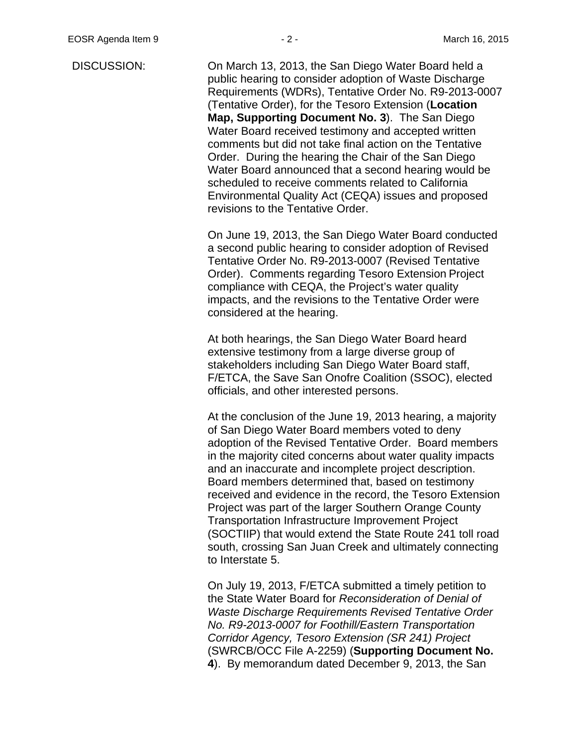DISCUSSION:

On March 13, 2013, the San Diego Water Board held a public hearing to consider adoption of Waste Discharge Requirements (WDRs), Tentative Order No. R9-2013-0007 (Tentative Order), for the Tesoro Extension (**Location Map, Supporting Document No. 3**). The San Diego Water Board received testimony and accepted written comments but did not take final action on the Tentative Order. During the hearing the Chair of the San Diego Water Board announced that a second hearing would be scheduled to receive comments related to California Environmental Quality Act (CEQA) issues and proposed revisions to the Tentative Order.

On June 19, 2013, the San Diego Water Board conducted a second public hearing to consider adoption of Revised Tentative Order No. R9-2013-0007 (Revised Tentative Order). Comments regarding Tesoro Extension Project compliance with CEQA, the Project's water quality impacts, and the revisions to the Tentative Order were considered at the hearing.

At both hearings, the San Diego Water Board heard extensive testimony from a large diverse group of stakeholders including San Diego Water Board staff, F/ETCA, the Save San Onofre Coalition (SSOC), elected officials, and other interested persons.

At the conclusion of the June 19, 2013 hearing, a majority of San Diego Water Board members voted to deny adoption of the Revised Tentative Order. Board members in the majority cited concerns about water quality impacts and an inaccurate and incomplete project description. Board members determined that, based on testimony received and evidence in the record, the Tesoro Extension Project was part of the larger Southern Orange County Transportation Infrastructure Improvement Project (SOCTIIP) that would extend the State Route 241 toll road south, crossing San Juan Creek and ultimately connecting to Interstate 5.

On July 19, 2013, F/ETCA submitted a timely petition to the State Water Board for *Reconsideration of Denial of Waste Discharge Requirements Revised Tentative Order No. R9-2013-0007 for Foothill/Eastern Transportation Corridor Agency, Tesoro Extension (SR 241) Project* (SWRCB/OCC File A-2259) (**Supporting Document No. 4**). By memorandum dated December 9, 2013, the San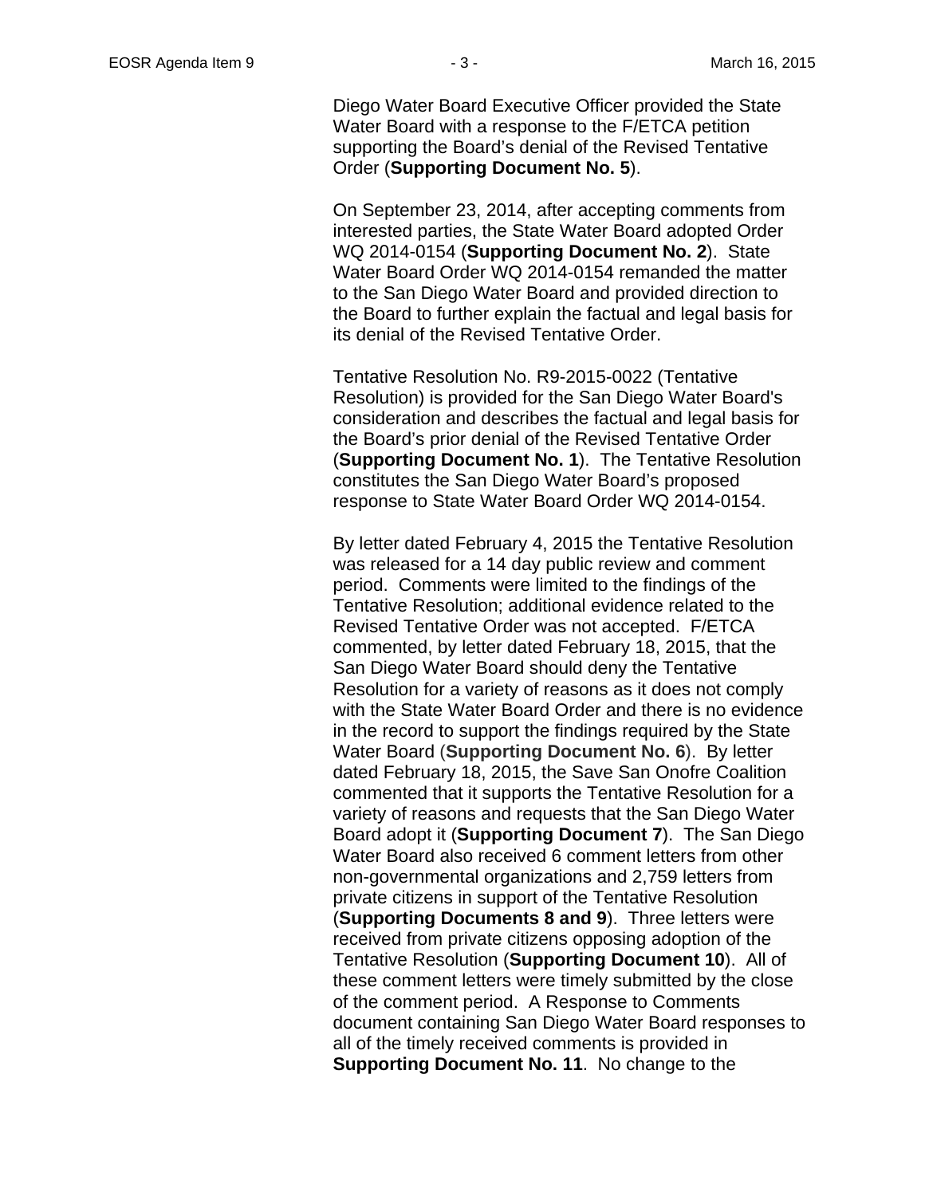Diego Water Board Executive Officer provided the State Water Board with a response to the F/ETCA petition supporting the Board's denial of the Revised Tentative Order (**Supporting Document No. 5**).

On September 23, 2014, after accepting comments from interested parties, the State Water Board adopted Order WQ 2014-0154 (**Supporting Document No. 2**). State Water Board Order WQ 2014-0154 remanded the matter to the San Diego Water Board and provided direction to the Board to further explain the factual and legal basis for its denial of the Revised Tentative Order.

Tentative Resolution No. R9-2015-0022 (Tentative Resolution) is provided for the San Diego Water Board's consideration and describes the factual and legal basis for the Board's prior denial of the Revised Tentative Order (**Supporting Document No. 1**). The Tentative Resolution constitutes the San Diego Water Board's proposed response to State Water Board Order WQ 2014-0154.

By letter dated February 4, 2015 the Tentative Resolution was released for a 14 day public review and comment period. Comments were limited to the findings of the Tentative Resolution; additional evidence related to the Revised Tentative Order was not accepted. F/ETCA commented, by letter dated February 18, 2015, that the San Diego Water Board should deny the Tentative Resolution for a variety of reasons as it does not comply with the State Water Board Order and there is no evidence in the record to support the findings required by the State Water Board (**Supporting Document No. 6**). By letter dated February 18, 2015, the Save San Onofre Coalition commented that it supports the Tentative Resolution for a variety of reasons and requests that the San Diego Water Board adopt it (**Supporting Document 7**). The San Diego Water Board also received 6 comment letters from other non-governmental organizations and 2,759 letters from private citizens in support of the Tentative Resolution (**Supporting Documents 8 and 9**). Three letters were received from private citizens opposing adoption of the Tentative Resolution (**Supporting Document 10**). All of these comment letters were timely submitted by the close of the comment period. A Response to Comments document containing San Diego Water Board responses to all of the timely received comments is provided in **Supporting Document No. 11**. No change to the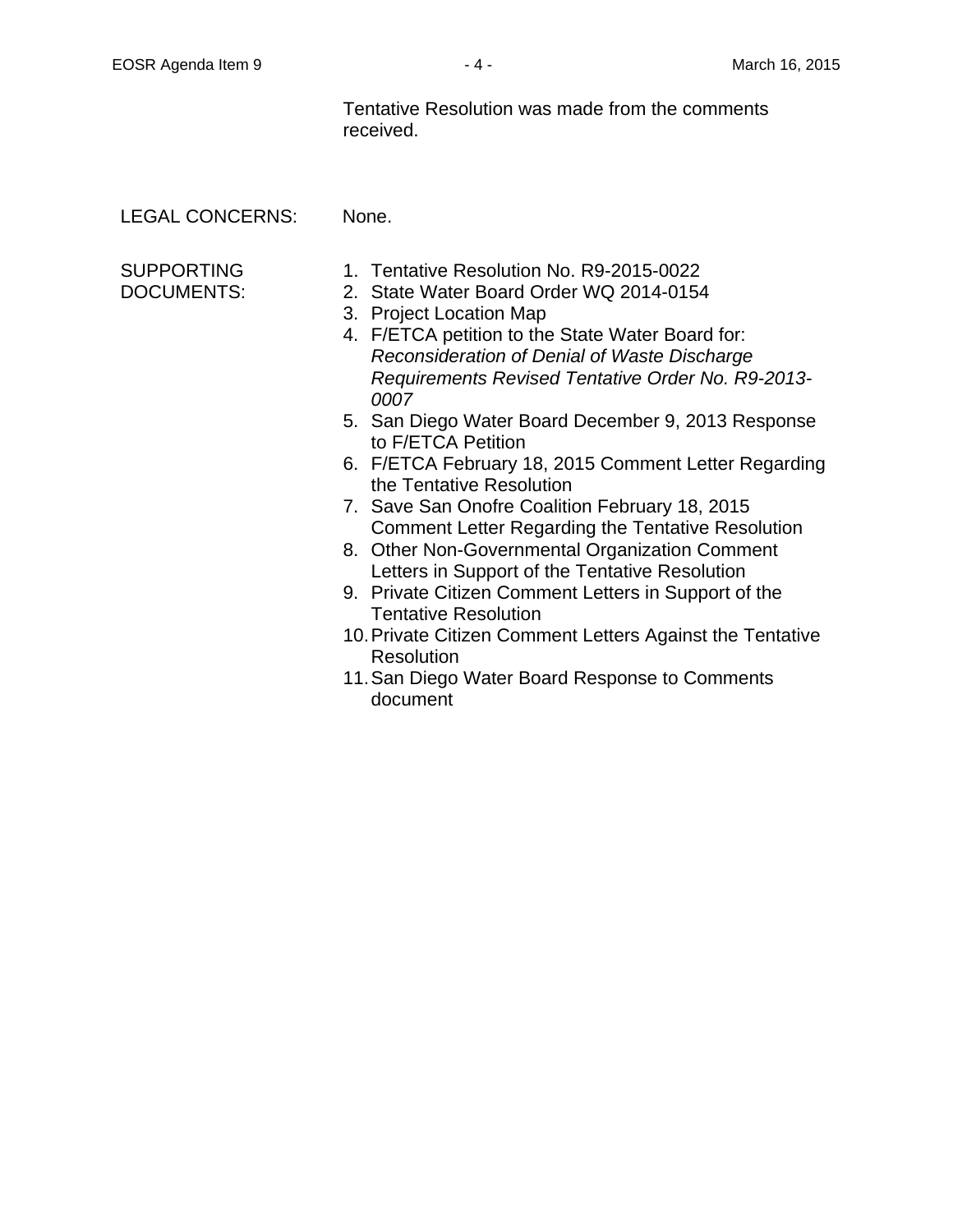Tentative Resolution was made from the comments received.

LEGAL CONCERNS: None.

SUPPORTING DOCUMENTS:

1. Tentative Resolution No. R9-2015-0022
2. State Water Board Order WQ 2014-0154
3. Project Location Map
4. F/ETCA petition to the State Water Board for: *Reconsideration of Denial of Waste Discharge Requirements Revised Tentative Order No. R9-2013-0007*
5. San Diego Water Board December 9, 2013 Response to F/ETCA Petition
6. F/ETCA February 18, 2015 Comment Letter Regarding the Tentative Resolution
7. Save San Onofre Coalition February 18, 2015 Comment Letter Regarding the Tentative Resolution
8. Other Non-Governmental Organization Comment Letters in Support of the Tentative Resolution
9. Private Citizen Comment Letters in Support of the Tentative Resolution
10. Private Citizen Comment Letters Against the Tentative Resolution
11. San Diego Water Board Response to Comments document